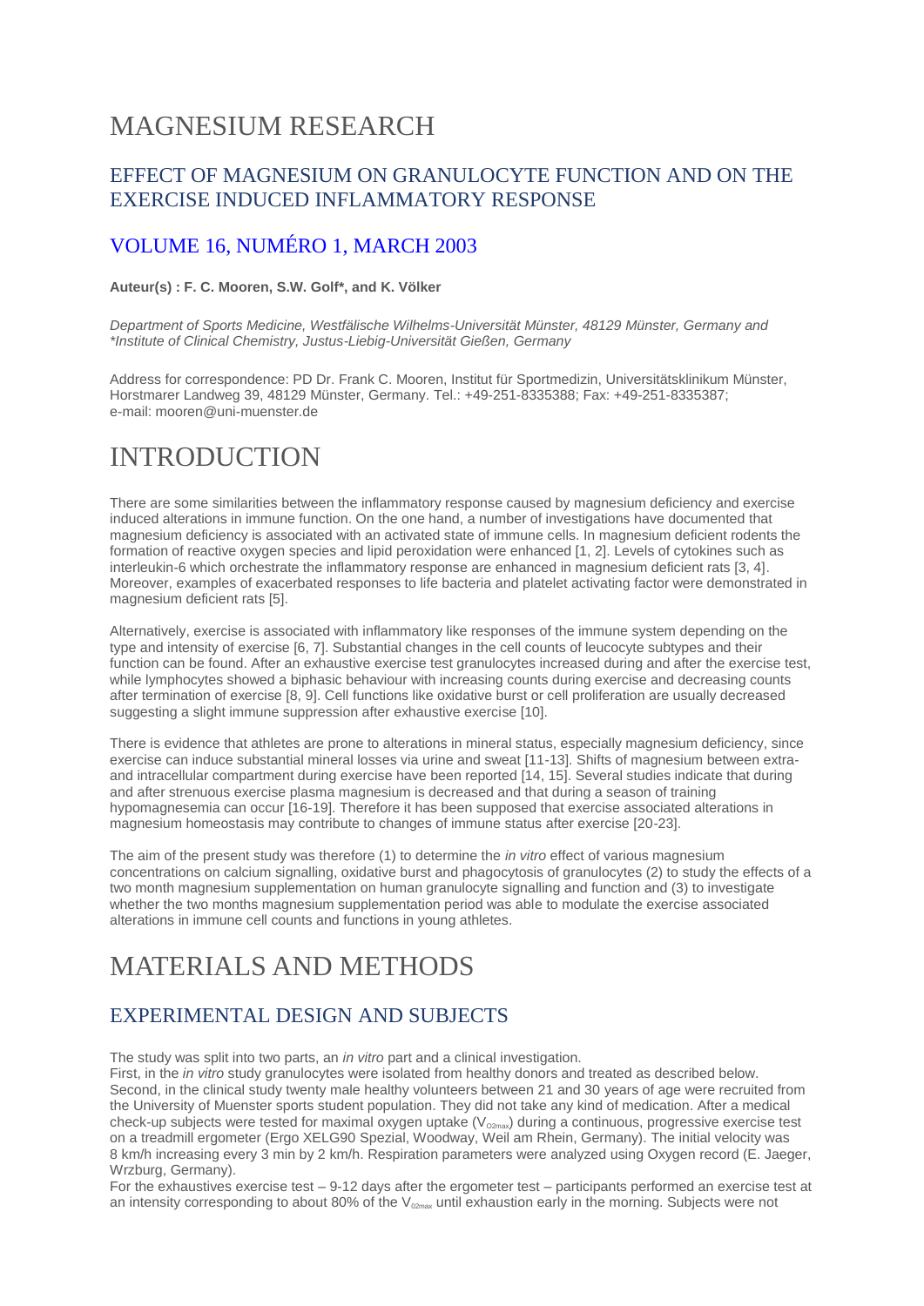# MAGNESIUM RESEARCH

## EFFECT OF MAGNESIUM ON GRANULOCYTE FUNCTION AND ON THE EXERCISE INDUCED INFLAMMATORY RESPONSE

## VOLUME 16, NUMÉRO 1, MARCH 2003

**Auteur(s) : F. C. Mooren, S.W. Golf*, and K. Völker**

*Department of Sports Medicine, Westfälische Wilhelms-Universität Münster, 48129 Münster, Germany and \*Institute of Clinical Chemistry, Justus-Liebig-Universität Gießen, Germany*

Address for correspondence: PD Dr. Frank C. Mooren, Institut für Sportmedizin, Universitätsklinikum Münster, Horstmarer Landweg 39, 48129 Münster, Germany. Tel.: +49-251-8335388; Fax: +49-251-8335387; e-mail: mooren@uni-muenster.de

# INTRODUCTION

There are some similarities between the inflammatory response caused by magnesium deficiency and exercise induced alterations in immune function. On the one hand, a number of investigations have documented that magnesium deficiency is associated with an activated state of immune cells. In magnesium deficient rodents the formation of reactive oxygen species and lipid peroxidation were enhanced [1, 2]. Levels of cytokines such as interleukin-6 which orchestrate the inflammatory response are enhanced in magnesium deficient rats [3, 4]. Moreover, examples of exacerbated responses to life bacteria and platelet activating factor were demonstrated in magnesium deficient rats [5].

Alternatively, exercise is associated with inflammatory like responses of the immune system depending on the type and intensity of exercise [6, 7]. Substantial changes in the cell counts of leucocyte subtypes and their function can be found. After an exhaustive exercise test granulocytes increased during and after the exercise test, while lymphocytes showed a biphasic behaviour with increasing counts during exercise and decreasing counts after termination of exercise [8, 9]. Cell functions like oxidative burst or cell proliferation are usually decreased suggesting a slight immune suppression after exhaustive exercise [10].

There is evidence that athletes are prone to alterations in mineral status, especially magnesium deficiency, since exercise can induce substantial mineral losses via urine and sweat [11-13]. Shifts of magnesium between extra- and intracellular compartment during exercise have been reported [14, 15]. Several studies indicate that during and after strenuous exercise plasma magnesium is decreased and that during a season of training hypomagnesemia can occur [16-19]. Therefore it has been supposed that exercise associated alterations in magnesium homeostasis may contribute to changes of immune status after exercise [20-23].

The aim of the present study was therefore (1) to determine the *in vitro* effect of various magnesium concentrations on calcium signalling, oxidative burst and phagocytosis of granulocytes (2) to study the effects of a two month magnesium supplementation on human granulocyte signalling and function and (3) to investigate whether the two months magnesium supplementation period was able to modulate the exercise associated alterations in immune cell counts and functions in young athletes.

# MATERIALS AND METHODS

## EXPERIMENTAL DESIGN AND SUBJECTS

The study was split into two parts, an *in vitro* part and a clinical investigation.
First, in the *in vitro* study granulocytes were isolated from healthy donors and treated as described below.
Second, in the clinical study twenty male healthy volunteers between 21 and 30 years of age were recruited from the University of Muenster sports student population. They did not take any kind of medication. After a medical check-up subjects were tested for maximal oxygen uptake ($V_{O2max}$) during a continuous, progressive exercise test on a treadmill ergometer (Ergo XELG90 Spezial, Woodway, Weil am Rhein, Germany). The initial velocity was 8 km/h increasing every 3 min by 2 km/h. Respiration parameters were analyzed using Oxygen record (E. Jaeger, Wrzburg, Germany).
For the exhaustives exercise test – 9-12 days after the ergometer test – participants performed an exercise test at an intensity corresponding to about 80% of the $V_{02max}$ until exhaustion early in the morning. Subjects were not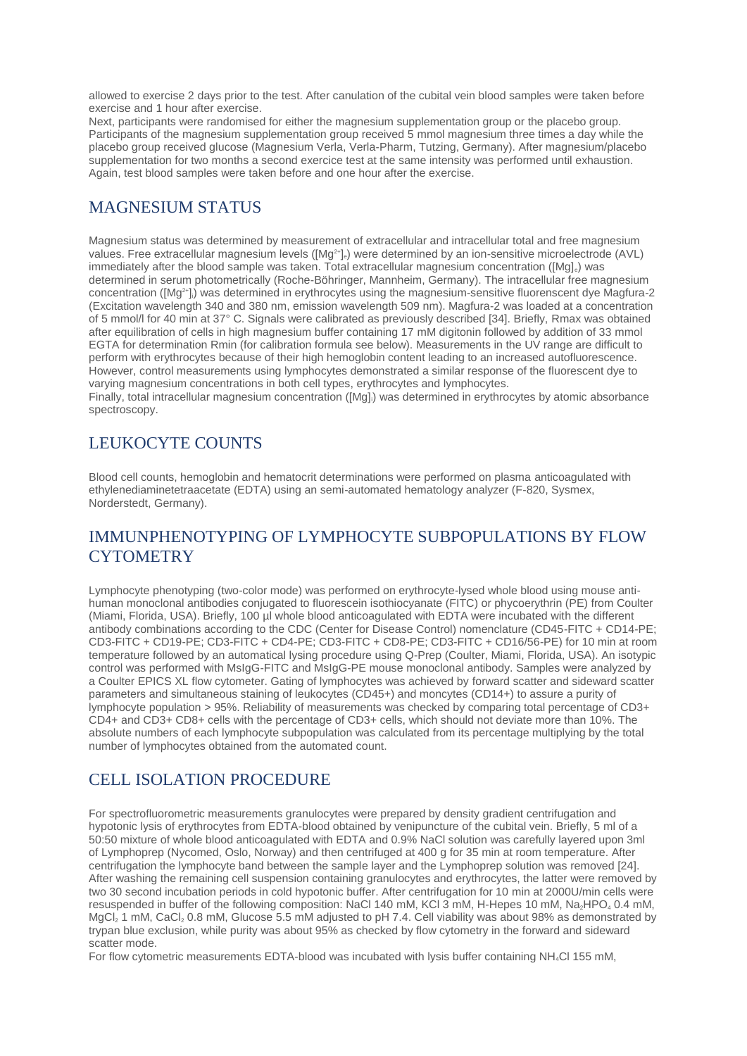allowed to exercise 2 days prior to the test. After canulation of the cubital vein blood samples were taken before exercise and 1 hour after exercise.

Next, participants were randomised for either the magnesium supplementation group or the placebo group. Participants of the magnesium supplementation group received 5 mmol magnesium three times a day while the placebo group received glucose (Magnesium Verla, Verla-Pharm, Tutzing, Germany). After magnesium/placebo supplementation for two months a second exercise test at the same intensity was performed until exhaustion. Again, test blood samples were taken before and one hour after the exercise.

## MAGNESIUM STATUS

Magnesium status was determined by measurement of extracellular and intracellular total and free magnesium values. Free extracellular magnesium levels ($[Mg^{2+}]_e$) were determined by an ion-sensitive microelectrode (AVL) immediately after the blood sample was taken. Total extracellular magnesium concentration ($[Mg]_e$) was determined in serum photometrically (Roche-Böhringer, Mannheim, Germany). The intracellular free magnesium concentration ($[Mg^{2+}]_i$) was determined in erythrocytes using the magnesium-sensitive fluorenscent dye Magfura-2 (Excitation wavelength 340 and 380 nm, emission wavelength 509 nm). Magfura-2 was loaded at a concentration of 5 mmol/l for 40 min at 37° C. Signals were calibrated as previously described [34]. Briefly, Rmax was obtained after equilibration of cells in high magnesium buffer containing 17 mM digitonin followed by addition of 33 mmol EGTA for determination Rmin (for calibration formula see below). Measurements in the UV range are difficult to perform with erythrocytes because of their high hemoglobin content leading to an increased autofluorescence. However, control measurements using lymphocytes demonstrated a similar response of the fluorescent dye to varying magnesium concentrations in both cell types, erythrocytes and lymphocytes.

Finally, total intracellular magnesium concentration ($[Mg]_i$) was determined in erythrocytes by atomic absorbance spectroscopy.

## LEUKOCYTE COUNTS

Blood cell counts, hemoglobin and hematocrit determinations were performed on plasma anticoagulated with ethylenediaminetetraacetate (EDTA) using an semi-automated hematology analyzer (F-820, Sysmex, Norderstedt, Germany).

## IMMUNPHENOTYPING OF LYMPHOCYTE SUBPOPULATIONS BY FLOW CYTOMETRY

Lymphocyte phenotyping (two-color mode) was performed on erythrocyte-lysed whole blood using mouse anti-human monoclonal antibodies conjugated to fluorescein isothiocyanate (FITC) or phycoerythrin (PE) from Coulter (Miami, Florida, USA). Briefly, 100 µl whole blood anticoagulated with EDTA were incubated with the different antibody combinations according to the CDC (Center for Disease Control) nomenclature (CD45-FITC + CD14-PE; CD3-FITC + CD19-PE; CD3-FITC + CD4-PE; CD3-FITC + CD8-PE; CD3-FITC + CD16/56-PE) for 10 min at room temperature followed by an automatical lysing procedure using Q-Prep (Coulter, Miami, Florida, USA). An isotypic control was performed with MsIgG-FITC and MsIgG-PE mouse monoclonal antibody. Samples were analyzed by a Coulter EPICS XL flow cytometer. Gating of lymphocytes was achieved by forward scatter and sideward scatter parameters and simultaneous staining of leukocytes (CD45+) and moncytes (CD14+) to assure a purity of lymphocyte population > 95%. Reliability of measurements was checked by comparing total percentage of CD3+ CD4+ and CD3+ CD8+ cells with the percentage of CD3+ cells, which should not deviate more than 10%. The absolute numbers of each lymphocyte subpopulation was calculated from its percentage multiplying by the total number of lymphocytes obtained from the automated count.

## CELL ISOLATION PROCEDURE

For spectrofluorometric measurements granulocytes were prepared by density gradient centrifugation and hypotonic lysis of erythrocytes from EDTA-blood obtained by venipuncture of the cubital vein. Briefly, 5 ml of a 50:50 mixture of whole blood anticoagulated with EDTA and 0.9% NaCl solution was carefully layered upon 3ml of Lymphoprep (Nycomed, Oslo, Norway) and then centrifuged at 400 g for 35 min at room temperature. After centrifugation the lymphocyte band between the sample layer and the Lymphoprep solution was removed [24]. After washing the remaining cell suspension containing granulocytes and erythrocytes, the latter were removed by two 30 second incubation periods in cold hypotonic buffer. After centrifugation for 10 min at 2000U/min cells were resuspended in buffer of the following composition: NaCl 140 mM, KCl 3 mM, H-Hepes 10 mM, $Na_2HPO_4$ 0.4 mM, $MgCl_2$ 1 mM, $CaCl_2$ 0.8 mM, Glucose 5.5 mM adjusted to pH 7.4. Cell viability was about 98% as demonstrated by trypan blue exclusion, while purity was about 95% as checked by flow cytometry in the forward and sideward scatter mode.

For flow cytometric measurements EDTA-blood was incubated with lysis buffer containing $NH_4Cl$ 155 mM,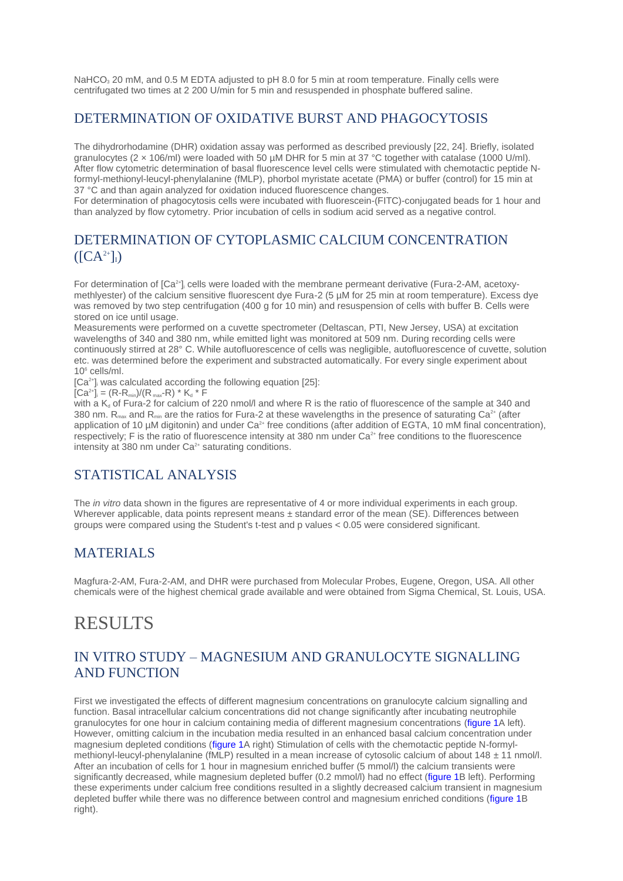$NaHCO_3$ 20 mM, and 0.5 M EDTA adjusted to pH 8.0 for 5 min at room temperature. Finally cells were centrifugated two times at 2 200 U/min for 5 min and resuspended in phosphate buffered saline.

## DETERMINATION OF OXIDATIVE BURST AND PHAGOCYTOSIS

The dihydrorhodamine (DHR) oxidation assay was performed as described previously [22, 24]. Briefly, isolated granulocytes (2 × 106/ml) were loaded with 50 µM DHR for 5 min at 37 °C together with catalase (1000 U/ml). After flow cytometric determination of basal fluorescence level cells were stimulated with chemotactic peptide N-formyl-methionyl-leucyl-phenylalanine (fMLP), phorbol myristate acetate (PMA) or buffer (control) for 15 min at 37 °C and than again analyzed for oxidation induced fluorescence changes.

For determination of phagocytosis cells were incubated with fluorescein-(FITC)-conjugated beads for 1 hour and than analyzed by flow cytometry. Prior incubation of cells in sodium acid served as a negative control.

## DETERMINATION OF CYTOPLASMIC CALCIUM CONCENTRATION ($[CA^{2+}]_I$)

For determination of $[Ca^{2+}]_i$ cells were loaded with the membrane permeant derivative (Fura-2-AM, acetoxy-methlyester) of the calcium sensitive fluorescent dye Fura-2 (5 µM for 25 min at room temperature). Excess dye was removed by two step centrifugation (400 g for 10 min) and resuspension of cells with buffer B. Cells were stored on ice until usage.

Measurements were performed on a cuvette spectrometer (Deltascan, PTI, New Jersey, USA) at excitation wavelengths of 340 and 380 nm, while emitted light was monitored at 509 nm. During recording cells were continuously stirred at 28° C. While autofluorescence of cells was negligible, autofluorescence of cuvette, solution etc. was determined before the experiment and substracted automatically. For every single experiment about $10^6$ cells/ml.

$[Ca^{2+}]_i$ was calculated according the following equation [25]:

$$[Ca^{2+}]_i = (R-R_{min})/(R_{max}-R) * K_d * F$$

with a $K_d$ of Fura-2 for calcium of 220 nmol/l and where R is the ratio of fluorescence of the sample at 340 and 380 nm. $R_{max}$ and $R_{min}$ are the ratios for Fura-2 at these wavelengths in the presence of saturating $Ca^{2+}$ (after application of 10 µM digitonin) and under $Ca^{2+}$ free conditions (after addition of EGTA, 10 mM final concentration), respectively; F is the ratio of fluorescence intensity at 380 nm under $Ca^{2+}$ free conditions to the fluorescence intensity at 380 nm under $Ca^{2+}$ saturating conditions.

## STATISTICAL ANALYSIS

The *in vitro* data shown in the figures are representative of 4 or more individual experiments in each group. Wherever applicable, data points represent means ± standard error of the mean (SE). Differences between groups were compared using the Student's t-test and p values < 0.05 were considered significant.

## MATERIALS

Magfura-2-AM, Fura-2-AM, and DHR were purchased from Molecular Probes, Eugene, Oregon, USA. All other chemicals were of the highest chemical grade available and were obtained from Sigma Chemical, St. Louis, USA.

# RESULTS

## IN VITRO STUDY – MAGNESIUM AND GRANULOCYTE SIGNALLING AND FUNCTION

First we investigated the effects of different magnesium concentrations on granulocyte calcium signalling and function. Basal intracellular calcium concentrations did not change significantly after incubating neutrophile granulocytes for one hour in calcium containing media of different magnesium concentrations (figure 1A left). However, omitting calcium in the incubation media resulted in an enhanced basal calcium concentration under magnesium depleted conditions (figure 1A right) Stimulation of cells with the chemotactic peptide N-formyl-methionyl-leucyl-phenylalanine (fMLP) resulted in a mean increase of cytosolic calcium of about 148 ± 11 nmol/l. After an incubation of cells for 1 hour in magnesium enriched buffer (5 mmol/l) the calcium transients were significantly decreased, while magnesium depleted buffer (0.2 mmol/l) had no effect (figure 1B left). Performing these experiments under calcium free conditions resulted in a slightly decreased calcium transient in magnesium depleted buffer while there was no difference between control and magnesium enriched conditions (figure 1B right).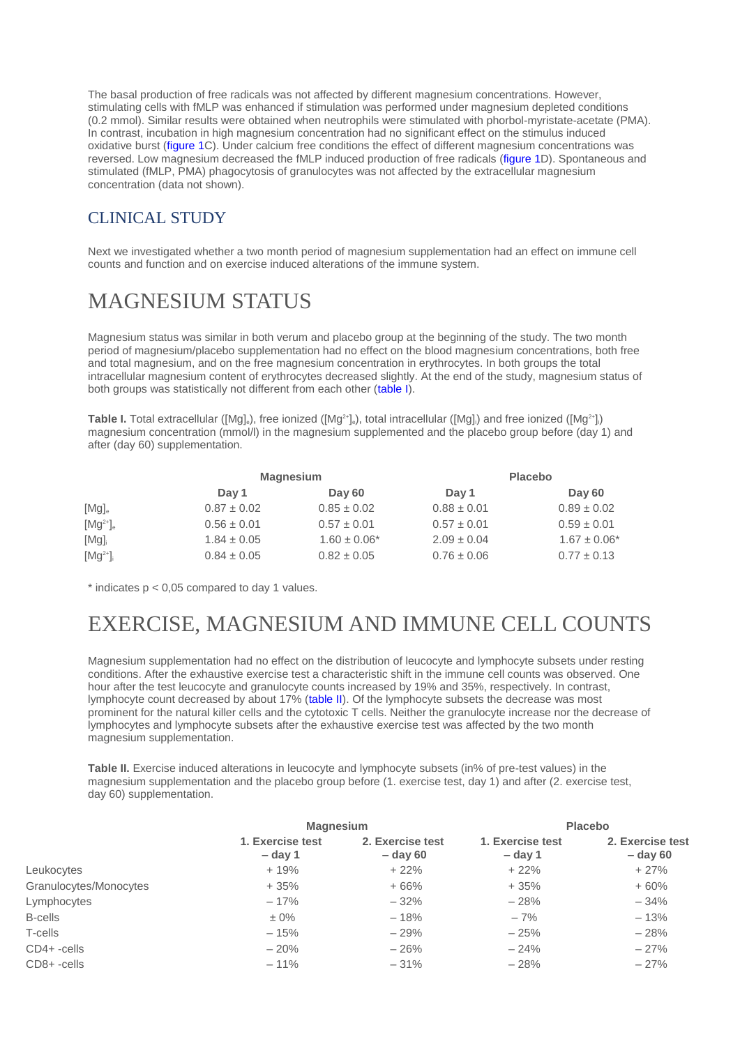The basal production of free radicals was not affected by different magnesium concentrations. However, stimulating cells with fMLP was enhanced if stimulation was performed under magnesium depleted conditions (0.2 mmol). Similar results were obtained when neutrophils were stimulated with phorbol-myristate-acetate (PMA). In contrast, incubation in high magnesium concentration had no significant effect on the stimulus induced oxidative burst (figure 1C). Under calcium free conditions the effect of different magnesium concentrations was reversed. Low magnesium decreased the fMLP induced production of free radicals (figure 1D). Spontaneous and stimulated (fMLP, PMA) phagocytosis of granulocytes was not affected by the extracellular magnesium concentration (data not shown).

## CLINICAL STUDY

Next we investigated whether a two month period of magnesium supplementation had an effect on immune cell counts and function and on exercise induced alterations of the immune system.

# MAGNESIUM STATUS

Magnesium status was similar in both verum and placebo group at the beginning of the study. The two month period of magnesium/placebo supplementation had no effect on the blood magnesium concentrations, both free and total magnesium, and on the free magnesium concentration in erythrocytes. In both groups the total intracellular magnesium content of erythrocytes decreased slightly. At the end of the study, magnesium status of both groups was statistically not different from each other (table I).

**Table I.** Total extracellular ($[Mg]_e$), free ionized ($[Mg^{2+}]_e$), total intracellular ($[Mg]_i$) and free ionized ($[Mg^{2+}]_i$) magnesium concentration (mmol/l) in the magnesium supplemented and the placebo group before (day 1) and after (day 60) supplementation.

| | Magnesium | | Placebo | |
|---|---|---|---|---|
| | **Day 1** | **Day 60** | **Day 1** | **Day 60** |
| $[Mg]_e$ | 0.87 ± 0.02 | 0.85 ± 0.02 | 0.88 ± 0.01 | 0.89 ± 0.02 |
| $[Mg^{2+}]_e$ | 0.56 ± 0.01 | 0.57 ± 0.01 | 0.57 ± 0.01 | 0.59 ± 0.01 |
| $[Mg]_i$ | 1.84 ± 0.05 | 1.60 ± 0.06* | 2.09 ± 0.04 | 1.67 ± 0.06* |
| $[Mg^{2+}]_i$ | 0.84 ± 0.05 | 0.82 ± 0.05 | 0.76 ± 0.06 | 0.77 ± 0.13 |

* indicates p < 0,05 compared to day 1 values.

# EXERCISE, MAGNESIUM AND IMMUNE CELL COUNTS

Magnesium supplementation had no effect on the distribution of leucocyte and lymphocyte subsets under resting conditions. After the exhaustive exercise test a characteristic shift in the immune cell counts was observed. One hour after the test leucocyte and granulocyte counts increased by 19% and 35%, respectively. In contrast, lymphocyte count decreased by about 17% (table II). Of the lymphocyte subsets the decrease was most prominent for the natural killer cells and the cytotoxic T cells. Neither the granulocyte increase nor the decrease of lymphocytes and lymphocyte subsets after the exhaustive exercise test was affected by the two month magnesium supplementation.

**Table II.** Exercise induced alterations in leucocyte and lymphocyte subsets (in% of pre-test values) in the magnesium supplementation and the placebo group before (1. exercise test, day 1) and after (2. exercise test, day 60) supplementation.

| | Magnesium | | Placebo | |
|---|---|---|---|---|
| | **1. Exercise test – day 1** | **2. Exercise test – day 60** | **1. Exercise test – day 1** | **2. Exercise test – day 60** |
| Leukocytes | + 19% | + 22% | + 22% | + 27% |
| Granulocytes/Monocytes | + 35% | + 66% | + 35% | + 60% |
| Lymphocytes | – 17% | – 32% | – 28% | – 34% |
| B-cells | ± 0% | – 18% | – 7% | – 13% |
| T-cells | – 15% | – 29% | – 25% | – 28% |
| CD4+ -cells | – 20% | – 26% | – 24% | – 27% |
| CD8+ -cells | – 11% | – 31% | – 28% | – 27% |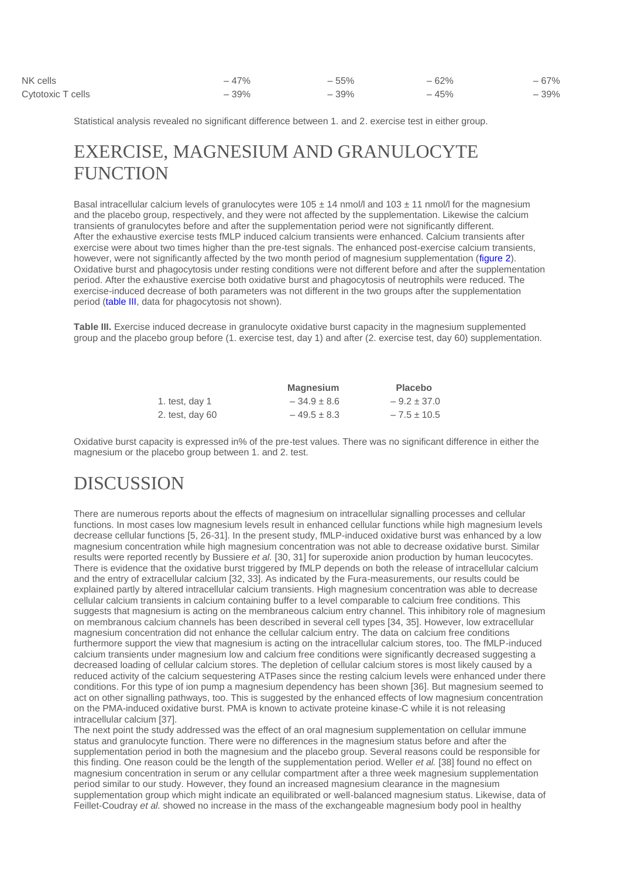| NK cells | – 47% | – 55% | – 62% | – 67% |
| --- | --- | --- | --- | --- |
| Cytotoxic T cells | – 39% | – 39% | – 45% | – 39% |

Statistical analysis revealed no significant difference between 1. and 2. exercise test in either group.

# EXERCISE, MAGNESIUM AND GRANULOCYTE FUNCTION

Basal intracellular calcium levels of granulocytes were 105 ± 14 nmol/l and 103 ± 11 nmol/l for the magnesium and the placebo group, respectively, and they were not affected by the supplementation. Likewise the calcium transients of granulocytes before and after the supplementation period were not significantly different.
After the exhaustive exercise tests fMLP induced calcium transients were enhanced. Calcium transients after exercise were about two times higher than the pre-test signals. The enhanced post-exercise calcium transients, however, were not significantly affected by the two month period of magnesium supplementation (figure 2).
Oxidative burst and phagocytosis under resting conditions were not different before and after the supplementation period. After the exhaustive exercise both oxidative burst and phagocytosis of neutrophils were reduced. The exercise-induced decrease of both parameters was not different in the two groups after the supplementation period (table III, data for phagocytosis not shown).

**Table III.** Exercise induced decrease in granulocyte oxidative burst capacity in the magnesium supplemented group and the placebo group before (1. exercise test, day 1) and after (2. exercise test, day 60) supplementation.

| | **Magnesium** | **Placebo** |
| --- | --- | --- |
| 1. test, day 1 | – 34.9 ± 8.6 | – 9.2 ± 37.0 |
| 2. test, day 60 | – 49.5 ± 8.3 | – 7.5 ± 10.5 |

Oxidative burst capacity is expressed in% of the pre-test values. There was no significant difference in either the magnesium or the placebo group between 1. and 2. test.

# DISCUSSION

There are numerous reports about the effects of magnesium on intracellular signalling processes and cellular functions. In most cases low magnesium levels result in enhanced cellular functions while high magnesium levels decrease cellular functions [5, 26-31]. In the present study, fMLP-induced oxidative burst was enhanced by a low magnesium concentration while high magnesium concentration was not able to decrease oxidative burst. Similar results were reported recently by Bussiere *et al.* [30, 31] for superoxide anion production by human leucocytes. There is evidence that the oxidative burst triggered by fMLP depends on both the release of intracellular calcium and the entry of extracellular calcium [32, 33]. As indicated by the Fura-measurements, our results could be explained partly by altered intracellular calcium transients. High magnesium concentration was able to decrease cellular calcium transients in calcium containing buffer to a level comparable to calcium free conditions. This suggests that magnesium is acting on the membraneous calcium entry channel. This inhibitory role of magnesium on membranous calcium channels has been described in several cell types [34, 35]. However, low extracellular magnesium concentration did not enhance the cellular calcium entry. The data on calcium free conditions furthermore support the view that magnesium is acting on the intracellular calcium stores, too. The fMLP-induced calcium transients under magnesium low and calcium free conditions were significantly decreased suggesting a decreased loading of cellular calcium stores. The depletion of cellular calcium stores is most likely caused by a reduced activity of the calcium sequestering ATPases since the resting calcium levels were enhanced under there conditions. For this type of ion pump a magnesium dependency has been shown [36]. But magnesium seemed to act on other signalling pathways, too. This is suggested by the enhanced effects of low magnesium concentration on the PMA-induced oxidative burst. PMA is known to activate proteine kinase-C while it is not releasing intracellular calcium [37].
The next point the study addressed was the effect of an oral magnesium supplementation on cellular immune status and granulocyte function. There were no differences in the magnesium status before and after the supplementation period in both the magnesium and the placebo group. Several reasons could be responsible for this finding. One reason could be the length of the supplementation period. Weller *et al.* [38] found no effect on magnesium concentration in serum or any cellular compartment after a three week magnesium supplementation period similar to our study. However, they found an increased magnesium clearance in the magnesium supplementation group which might indicate an equilibrated or well-balanced magnesium status. Likewise, data of Feillet-Coudray *et al.* showed no increase in the mass of the exchangeable magnesium body pool in healthy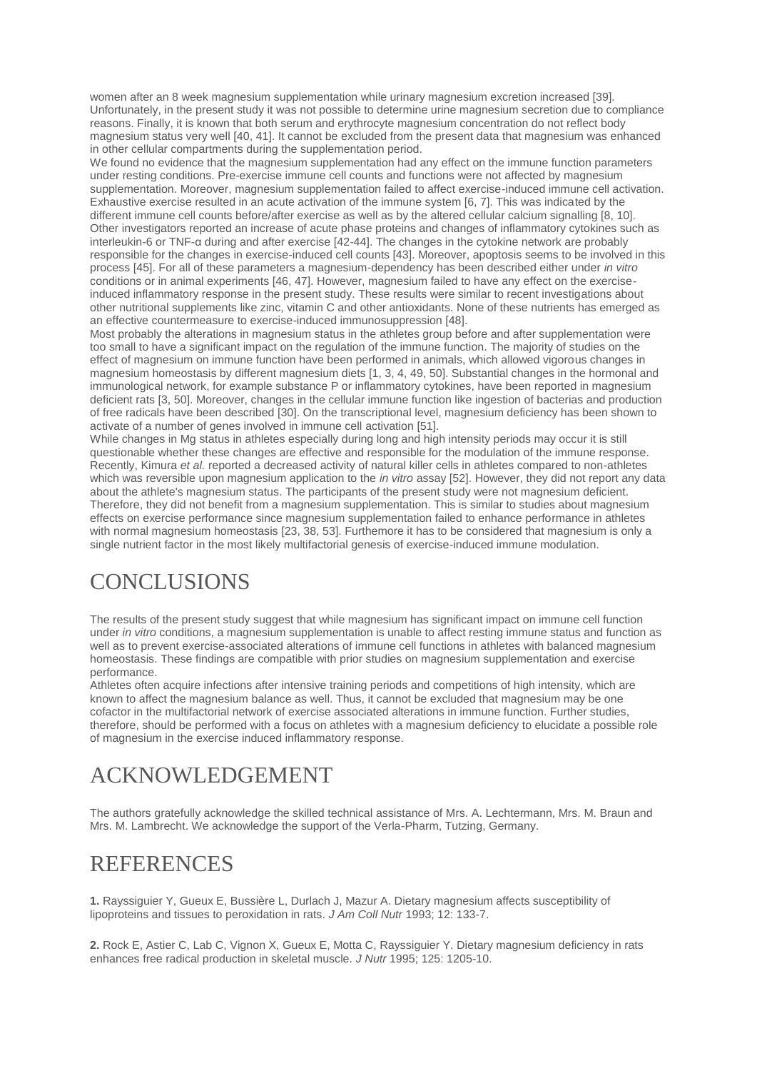women after an 8 week magnesium supplementation while urinary magnesium excretion increased [39]. Unfortunately, in the present study it was not possible to determine urine magnesium secretion due to compliance reasons. Finally, it is known that both serum and erythrocyte magnesium concentration do not reflect body magnesium status very well [40, 41]. It cannot be excluded from the present data that magnesium was enhanced in other cellular compartments during the supplementation period.

We found no evidence that the magnesium supplementation had any effect on the immune function parameters under resting conditions. Pre-exercise immune cell counts and functions were not affected by magnesium supplementation. Moreover, magnesium supplementation failed to affect exercise-induced immune cell activation. Exhaustive exercise resulted in an acute activation of the immune system [6, 7]. This was indicated by the different immune cell counts before/after exercise as well as by the altered cellular calcium signalling [8, 10]. Other investigators reported an increase of acute phase proteins and changes of inflammatory cytokines such as interleukin-6 or TNF-α during and after exercise [42-44]. The changes in the cytokine network are probably responsible for the changes in exercise-induced cell counts [43]. Moreover, apoptosis seems to be involved in this process [45]. For all of these parameters a magnesium-dependency has been described either under *in vitro* conditions or in animal experiments [46, 47]. However, magnesium failed to have any effect on the exercise-induced inflammatory response in the present study. These results were similar to recent investigations about other nutritional supplements like zinc, vitamin C and other antioxidants. None of these nutrients has emerged as an effective countermeasure to exercise-induced immunosuppression [48].

Most probably the alterations in magnesium status in the athletes group before and after supplementation were too small to have a significant impact on the regulation of the immune function. The majority of studies on the effect of magnesium on immune function have been performed in animals, which allowed vigorous changes in magnesium homeostasis by different magnesium diets [1, 3, 4, 49, 50]. Substantial changes in the hormonal and immunological network, for example substance P or inflammatory cytokines, have been reported in magnesium deficient rats [3, 50]. Moreover, changes in the cellular immune function like ingestion of bacterias and production of free radicals have been described [30]. On the transcriptional level, magnesium deficiency has been shown to activate of a number of genes involved in immune cell activation [51].

While changes in Mg status in athletes especially during long and high intensity periods may occur it is still questionable whether these changes are effective and responsible for the modulation of the immune response. Recently, Kimura *et al.* reported a decreased activity of natural killer cells in athletes compared to non-athletes which was reversible upon magnesium application to the *in vitro* assay [52]. However, they did not report any data about the athlete's magnesium status. The participants of the present study were not magnesium deficient. Therefore, they did not benefit from a magnesium supplementation. This is similar to studies about magnesium effects on exercise performance since magnesium supplementation failed to enhance performance in athletes with normal magnesium homeostasis [23, 38, 53]. Furthermore it has to be considered that magnesium is only a single nutrient factor in the most likely multifactorial genesis of exercise-induced immune modulation.

# CONCLUSIONS

The results of the present study suggest that while magnesium has significant impact on immune cell function under *in vitro* conditions, a magnesium supplementation is unable to affect resting immune status and function as well as to prevent exercise-associated alterations of immune cell functions in athletes with balanced magnesium homeostasis. These findings are compatible with prior studies on magnesium supplementation and exercise performance.

Athletes often acquire infections after intensive training periods and competitions of high intensity, which are known to affect the magnesium balance as well. Thus, it cannot be excluded that magnesium may be one cofactor in the multifactorial network of exercise associated alterations in immune function. Further studies, therefore, should be performed with a focus on athletes with a magnesium deficiency to elucidate a possible role of magnesium in the exercise induced inflammatory response.

# ACKNOWLEDGEMENT

The authors gratefully acknowledge the skilled technical assistance of Mrs. A. Lechtermann, Mrs. M. Braun and Mrs. M. Lambrecht. We acknowledge the support of the Verla-Pharm, Tutzing, Germany.

# REFERENCES

**1.** Rayssiguier Y, Gueux E, Bussière L, Durlach J, Mazur A. Dietary magnesium affects susceptibility of lipoproteins and tissues to peroxidation in rats. *J Am Coll Nutr* 1993; 12: 133-7.

**2.** Rock E, Astier C, Lab C, Vignon X, Gueux E, Motta C, Rayssiguier Y. Dietary magnesium deficiency in rats enhances free radical production in skeletal muscle. *J Nutr* 1995; 125: 1205-10.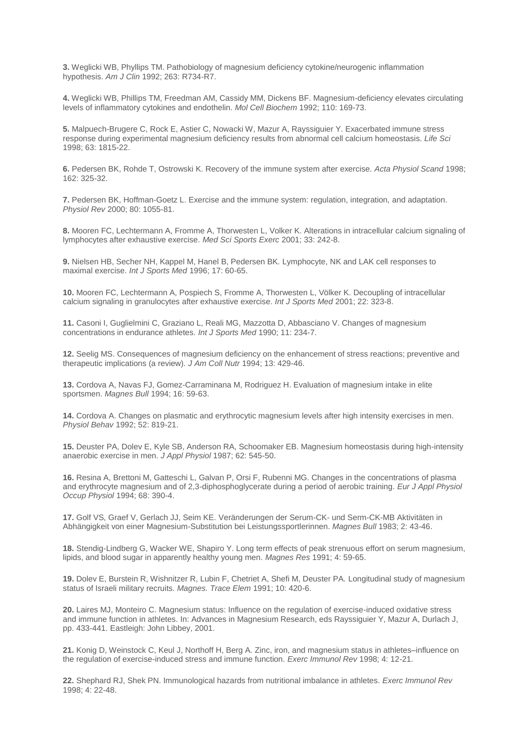**3.** Weglicki WB, Phyllips TM. Pathobiology of magnesium deficiency cytokine/neurogenic inflammation hypothesis. *Am J Clin* 1992; 263: R734-R7.

**4.** Weglicki WB, Phillips TM, Freedman AM, Cassidy MM, Dickens BF. Magnesium-deficiency elevates circulating levels of inflammatory cytokines and endothelin. *Mol Cell Biochem* 1992; 110: 169-73.

**5.** Malpuech-Brugere C, Rock E, Astier C, Nowacki W, Mazur A, Rayssiguier Y. Exacerbated immune stress response during experimental magnesium deficiency results from abnormal cell calcium homeostasis. *Life Sci* 1998; 63: 1815-22.

**6.** Pedersen BK, Rohde T, Ostrowski K. Recovery of the immune system after exercise. *Acta Physiol Scand* 1998; 162: 325-32.

**7.** Pedersen BK, Hoffman-Goetz L. Exercise and the immune system: regulation, integration, and adaptation. *Physiol Rev* 2000; 80: 1055-81.

**8.** Mooren FC, Lechtermann A, Fromme A, Thorwesten L, Volker K. Alterations in intracellular calcium signaling of lymphocytes after exhaustive exercise. *Med Sci Sports Exerc* 2001; 33: 242-8.

**9.** Nielsen HB, Secher NH, Kappel M, Hanel B, Pedersen BK. Lymphocyte, NK and LAK cell responses to maximal exercise. *Int J Sports Med* 1996; 17: 60-65.

**10.** Mooren FC, Lechtermann A, Pospiech S, Fromme A, Thorwesten L, Völker K. Decoupling of intracellular calcium signaling in granulocytes after exhaustive exercise. *Int J Sports Med* 2001; 22: 323-8.

**11.** Casoni I, Guglielmini C, Graziano L, Reali MG, Mazzotta D, Abbasciano V. Changes of magnesium concentrations in endurance athletes. *Int J Sports Med* 1990; 11: 234-7.

**12.** Seelig MS. Consequences of magnesium deficiency on the enhancement of stress reactions; preventive and therapeutic implications (a review). *J Am Coll Nutr* 1994; 13: 429-46.

**13.** Cordova A, Navas FJ, Gomez-Carraminana M, Rodriguez H. Evaluation of magnesium intake in elite sportsmen. *Magnes Bull* 1994; 16: 59-63.

**14.** Cordova A. Changes on plasmatic and erythrocytic magnesium levels after high intensity exercises in men. *Physiol Behav* 1992; 52: 819-21.

**15.** Deuster PA, Dolev E, Kyle SB, Anderson RA, Schoomaker EB. Magnesium homeostasis during high-intensity anaerobic exercise in men. *J Appl Physiol* 1987; 62: 545-50.

**16.** Resina A, Brettoni M, Gatteschi L, Galvan P, Orsi F, Rubenni MG. Changes in the concentrations of plasma and erythrocyte magnesium and of 2,3-diphosphoglycerate during a period of aerobic training. *Eur J Appl Physiol Occup Physiol* 1994; 68: 390-4.

**17.** Golf VS, Graef V, Gerlach JJ, Seim KE. Veränderungen der Serum-CK- und Serm-CK-MB Aktivitäten in Abhängigkeit von einer Magnesium-Substitution bei Leistungssportlerinnen. *Magnes Bull* 1983; 2: 43-46.

**18.** Stendig-Lindberg G, Wacker WE, Shapiro Y. Long term effects of peak strenuous effort on serum magnesium, lipids, and blood sugar in apparently healthy young men. *Magnes Res* 1991; 4: 59-65.

**19.** Dolev E, Burstein R, Wishnitzer R, Lubin F, Chetriet A, Shefi M, Deuster PA. Longitudinal study of magnesium status of Israeli military recruits. *Magnes. Trace Elem* 1991; 10: 420-6.

**20.** Laires MJ, Monteiro C. Magnesium status: Influence on the regulation of exercise-induced oxidative stress and immune function in athletes. In: Advances in Magnesium Research, eds Rayssiguier Y, Mazur A, Durlach J, pp. 433-441. Eastleigh: John Libbey, 2001.

**21.** Konig D, Weinstock C, Keul J, Northoff H, Berg A. Zinc, iron, and magnesium status in athletes–influence on the regulation of exercise-induced stress and immune function. *Exerc Immunol Rev* 1998; 4: 12-21.

**22.** Shephard RJ, Shek PN. Immunological hazards from nutritional imbalance in athletes. *Exerc Immunol Rev* 1998; 4: 22-48.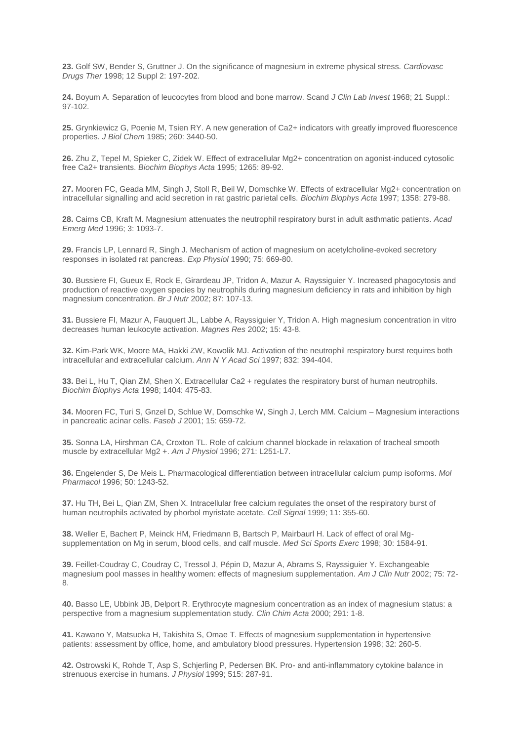**23.** Golf SW, Bender S, Gruttner J. On the significance of magnesium in extreme physical stress. *Cardiovasc Drugs Ther* 1998; 12 Suppl 2: 197-202.

**24.** Boyum A. Separation of leucocytes from blood and bone marrow. Scand *J Clin Lab Invest* 1968; 21 Suppl.: 97-102.

**25.** Grynkiewicz G, Poenie M, Tsien RY. A new generation of Ca2+ indicators with greatly improved fluorescence properties. *J Biol Chem* 1985; 260: 3440-50.

**26.** Zhu Z, Tepel M, Spieker C, Zidek W. Effect of extracellular Mg2+ concentration on agonist-induced cytosolic free Ca2+ transients. *Biochim Biophys Acta* 1995; 1265: 89-92.

**27.** Mooren FC, Geada MM, Singh J, Stoll R, Beil W, Domschke W. Effects of extracellular Mg2+ concentration on intracellular signalling and acid secretion in rat gastric parietal cells. *Biochim Biophys Acta* 1997; 1358: 279-88.

**28.** Cairns CB, Kraft M. Magnesium attenuates the neutrophil respiratory burst in adult asthmatic patients. *Acad Emerg Med* 1996; 3: 1093-7.

**29.** Francis LP, Lennard R, Singh J. Mechanism of action of magnesium on acetylcholine-evoked secretory responses in isolated rat pancreas. *Exp Physiol* 1990; 75: 669-80.

**30.** Bussiere FI, Gueux E, Rock E, Girardeau JP, Tridon A, Mazur A, Rayssiguier Y. Increased phagocytosis and production of reactive oxygen species by neutrophils during magnesium deficiency in rats and inhibition by high magnesium concentration. *Br J Nutr* 2002; 87: 107-13.

**31.** Bussiere FI, Mazur A, Fauquert JL, Labbe A, Rayssiguier Y, Tridon A. High magnesium concentration in vitro decreases human leukocyte activation. *Magnes Res* 2002; 15: 43-8.

**32.** Kim-Park WK, Moore MA, Hakki ZW, Kowolik MJ. Activation of the neutrophil respiratory burst requires both intracellular and extracellular calcium. *Ann N Y Acad Sci* 1997; 832: 394-404.

**33.** Bei L, Hu T, Qian ZM, Shen X. Extracellular Ca2 + regulates the respiratory burst of human neutrophils. *Biochim Biophys Acta* 1998; 1404: 475-83.

**34.** Mooren FC, Turi S, Gnzel D, Schlue W, Domschke W, Singh J, Lerch MM. Calcium – Magnesium interactions in pancreatic acinar cells. *Faseb J* 2001; 15: 659-72.

**35.** Sonna LA, Hirshman CA, Croxton TL. Role of calcium channel blockade in relaxation of tracheal smooth muscle by extracellular Mg2 +. *Am J Physiol* 1996; 271: L251-L7.

**36.** Engelender S, De Meis L. Pharmacological differentiation between intracellular calcium pump isoforms. *Mol Pharmacol* 1996; 50: 1243-52.

**37.** Hu TH, Bei L, Qian ZM, Shen X. Intracellular free calcium regulates the onset of the respiratory burst of human neutrophils activated by phorbol myristate acetate. *Cell Signal* 1999; 11: 355-60.

**38.** Weller E, Bachert P, Meinck HM, Friedmann B, Bartsch P, Mairbaurl H. Lack of effect of oral Mg-supplementation on Mg in serum, blood cells, and calf muscle. *Med Sci Sports Exerc* 1998; 30: 1584-91.

**39.** Feillet-Coudray C, Coudray C, Tressol J, Pépin D, Mazur A, Abrams S, Rayssiguier Y. Exchangeable magnesium pool masses in healthy women: effects of magnesium supplementation. *Am J Clin Nutr* 2002; 75: 72-8.

**40.** Basso LE, Ubbink JB, Delport R. Erythrocyte magnesium concentration as an index of magnesium status: a perspective from a magnesium supplementation study. *Clin Chim Acta* 2000; 291: 1-8.

**41.** Kawano Y, Matsuoka H, Takishita S, Omae T. Effects of magnesium supplementation in hypertensive patients: assessment by office, home, and ambulatory blood pressures. Hypertension 1998; 32: 260-5.

**42.** Ostrowski K, Rohde T, Asp S, Schjerling P, Pedersen BK. Pro- and anti-inflammatory cytokine balance in strenuous exercise in humans. *J Physiol* 1999; 515: 287-91.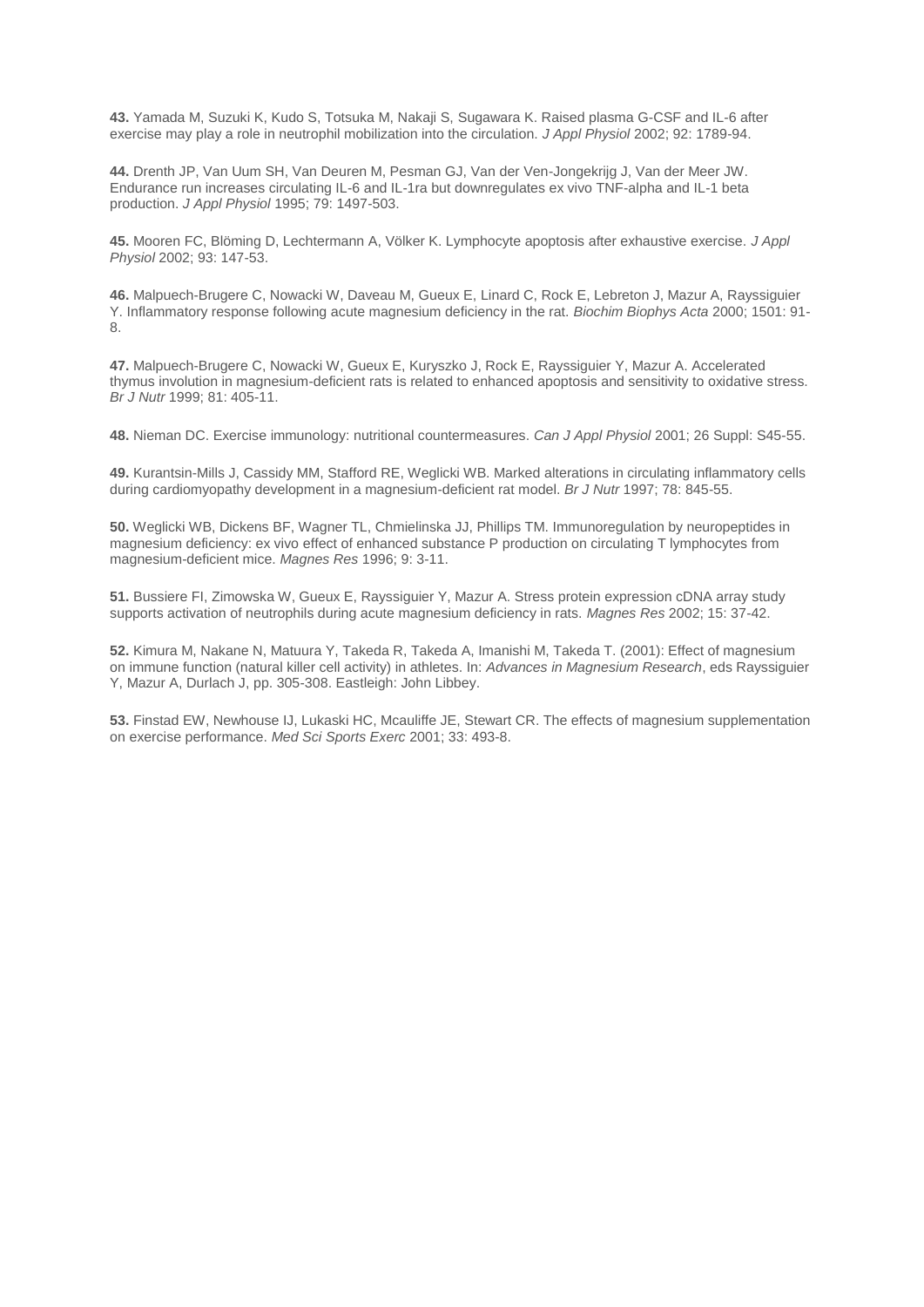**43.** Yamada M, Suzuki K, Kudo S, Totsuka M, Nakaji S, Sugawara K. Raised plasma G-CSF and IL-6 after exercise may play a role in neutrophil mobilization into the circulation. *J Appl Physiol* 2002; 92: 1789-94.

**44.** Drenth JP, Van Uum SH, Van Deuren M, Pesman GJ, Van der Ven-Jongekrijg J, Van der Meer JW. Endurance run increases circulating IL-6 and IL-1ra but downregulates ex vivo TNF-alpha and IL-1 beta production. *J Appl Physiol* 1995; 79: 1497-503.

**45.** Mooren FC, Blöming D, Lechtermann A, Völker K. Lymphocyte apoptosis after exhaustive exercise. *J Appl Physiol* 2002; 93: 147-53.

**46.** Malpuech-Brugere C, Nowacki W, Daveau M, Gueux E, Linard C, Rock E, Lebreton J, Mazur A, Rayssiguier Y. Inflammatory response following acute magnesium deficiency in the rat. *Biochim Biophys Acta* 2000; 1501: 91-8.

**47.** Malpuech-Brugere C, Nowacki W, Gueux E, Kuryszko J, Rock E, Rayssiguier Y, Mazur A. Accelerated thymus involution in magnesium-deficient rats is related to enhanced apoptosis and sensitivity to oxidative stress. *Br J Nutr* 1999; 81: 405-11.

**48.** Nieman DC. Exercise immunology: nutritional countermeasures. *Can J Appl Physiol* 2001; 26 Suppl: S45-55.

**49.** Kurantsin-Mills J, Cassidy MM, Stafford RE, Weglicki WB. Marked alterations in circulating inflammatory cells during cardiomyopathy development in a magnesium-deficient rat model. *Br J Nutr* 1997; 78: 845-55.

**50.** Weglicki WB, Dickens BF, Wagner TL, Chmielinska JJ, Phillips TM. Immunoregulation by neuropeptides in magnesium deficiency: ex vivo effect of enhanced substance P production on circulating T lymphocytes from magnesium-deficient mice. *Magnes Res* 1996; 9: 3-11.

**51.** Bussiere FI, Zimowska W, Gueux E, Rayssiguier Y, Mazur A. Stress protein expression cDNA array study supports activation of neutrophils during acute magnesium deficiency in rats. *Magnes Res* 2002; 15: 37-42.

**52.** Kimura M, Nakane N, Matuura Y, Takeda R, Takeda A, Imanishi M, Takeda T. (2001): Effect of magnesium on immune function (natural killer cell activity) in athletes. In: *Advances in Magnesium Research*, eds Rayssiguier Y, Mazur A, Durlach J, pp. 305-308. Eastleigh: John Libbey.

**53.** Finstad EW, Newhouse IJ, Lukaski HC, Mcauliffe JE, Stewart CR. The effects of magnesium supplementation on exercise performance. *Med Sci Sports Exerc* 2001; 33: 493-8.